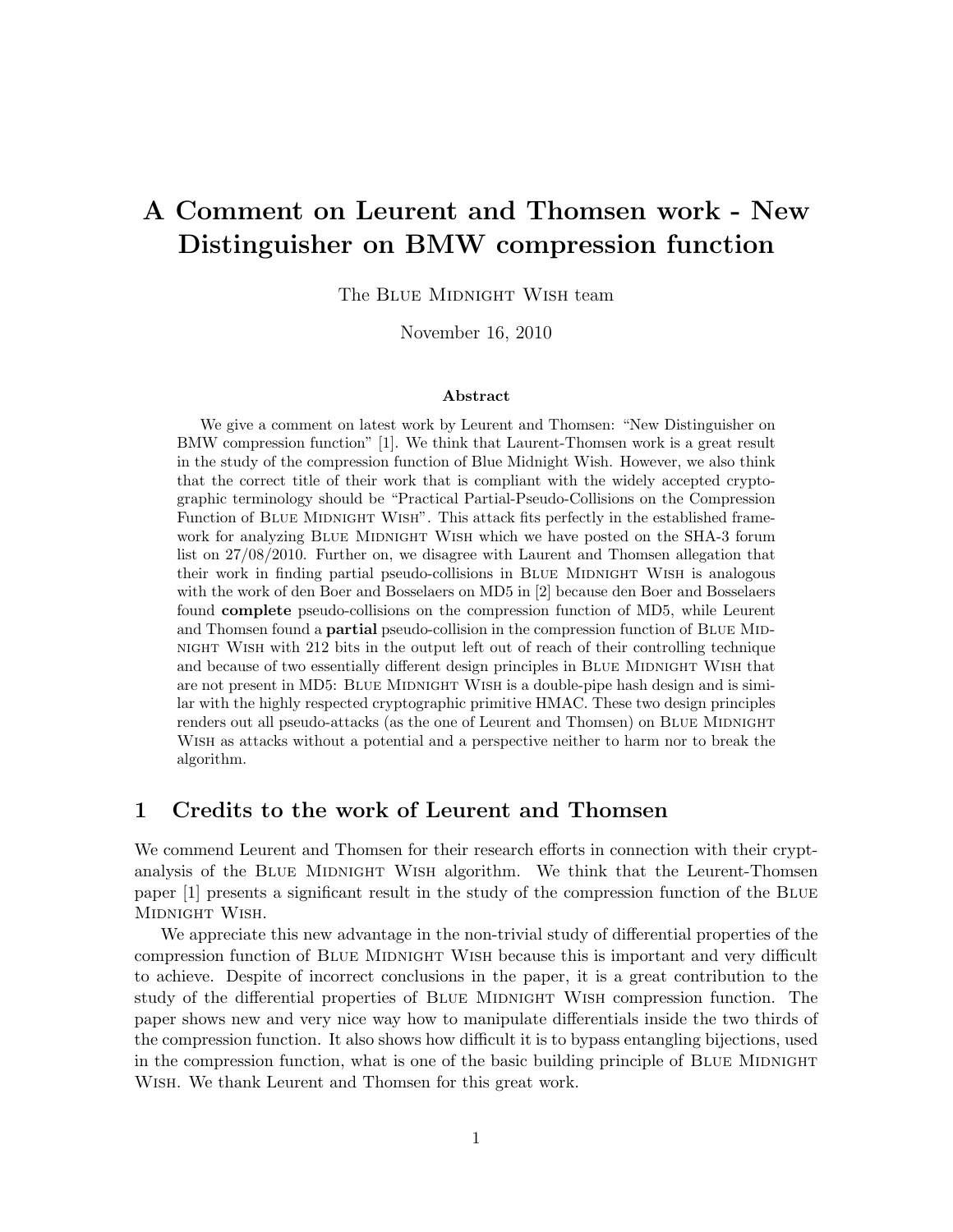# A Comment on Leurent and Thomsen work - New Distinguisher on BMW compression function

The Blue Midnight Wish team

November 16, 2010

### Abstract

We give a comment on latest work by Leurent and Thomsen: "New Distinguisher on BMW compression function" [1]. We think that Laurent-Thomsen work is a great result in the study of the compression function of Blue Midnight Wish. However, we also think that the correct title of their work that is compliant with the widely accepted cryptographic terminology should be "Practical Partial-Pseudo-Collisions on the Compression Function of Blue Midnight Wish". This attack fits perfectly in the established framework for analyzing Blue Midnight Wish which we have posted on the SHA-3 forum list on 27/08/2010. Further on, we disagree with Laurent and Thomsen allegation that their work in finding partial pseudo-collisions in Blue Midnight Wish is analogous with the work of den Boer and Bosselaers on MD5 in [2] because den Boer and Bosselaers found **complete** pseudo-collisions on the compression function of MD5, while Leurent and Thomsen found a **partial** pseudo-collision in the compression function of Blue Midnight Wish with 212 bits in the output left out of reach of their controlling technique and because of two essentially different design principles in Blue Midnight Wish that are not present in MD5: Blue Midnight Wish is a double-pipe hash design and is similar with the highly respected cryptographic primitive HMAC. These two design principles renders out all pseudo-attacks (as the one of Leurent and Thomsen) on Blue Midnight Wish as attacks without a potential and a perspective neither to harm nor to break the algorithm.

## 1 Credits to the work of Leurent and Thomsen

We commend Leurent and Thomsen for their research efforts in connection with their cryptanalysis of the Blue Midnight Wish algorithm. We think that the Leurent-Thomsen paper [1] presents a significant result in the study of the compression function of the Blue Midnight Wish.

We appreciate this new advantage in the non-trivial study of differential properties of the compression function of Blue Midnight Wish because this is important and very difficult to achieve. Despite of incorrect conclusions in the paper, it is a great contribution to the study of the differential properties of Blue Midnight Wish compression function. The paper shows new and very nice way how to manipulate differentials inside the two thirds of the compression function. It also shows how difficult it is to bypass entangling bijections, used in the compression function, what is one of the basic building principle of Blue Midnight Wish. We thank Leurent and Thomsen for this great work.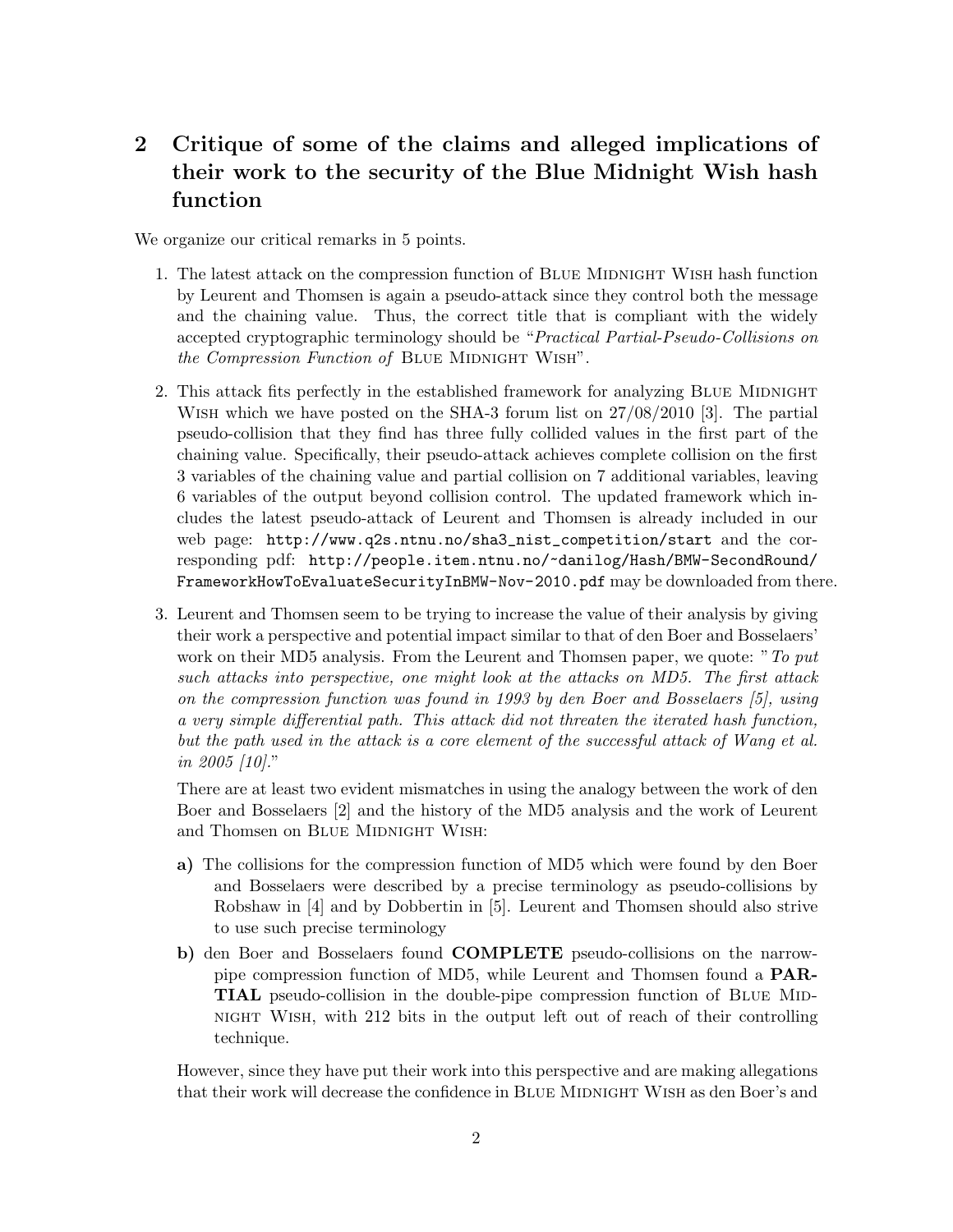## 2 Critique of some of the claims and alleged implications of their work to the security of the Blue Midnight Wish hash function

We organize our critical remarks in 5 points.

1. The latest attack on the compression function of Blue Midnight Wish hash function by Leurent and Thomsen is again a pseudo-attack since they control both the message and the chaining value. Thus, the correct title that is compliant with the widely accepted cryptographic terminology should be "*Practical Partial-Pseudo-Collisions on the Compression Function of* Blue Midnight Wish".

2. This attack fits perfectly in the established framework for analyzing Blue Midnight Wish which we have posted on the SHA-3 forum list on 27/08/2010 [3]. The partial pseudo-collision that they find has three fully collided values in the first part of the chaining value. Specifically, their pseudo-attack achieves complete collision on the first 3 variables of the chaining value and partial collision on 7 additional variables, leaving 6 variables of the output beyond collision control. The updated framework which includes the latest pseudo-attack of Leurent and Thomsen is already included in our web page: `http://www.q2s.ntnu.no/sha3_nist_competition/start` and the corresponding pdf: `http://people.item.ntnu.no/~danilog/Hash/BMW-SecondRound/FrameworkHowToEvaluateSecurityInBMW-Nov-2010.pdf` may be downloaded from there.

3. Leurent and Thomsen seem to be trying to increase the value of their analysis by giving their work a perspective and potential impact similar to that of den Boer and Bosselaers' work on their MD5 analysis. From the Leurent and Thomsen paper, we quote: "*To put such attacks into perspective, one might look at the attacks on MD5. The first attack on the compression function was found in 1993 by den Boer and Bosselaers [5], using a very simple differential path. This attack did not threaten the iterated hash function, but the path used in the attack is a core element of the successful attack of Wang et al. in 2005 [10].*"

   There are at least two evident mismatches in using the analogy between the work of den Boer and Bosselaers [2] and the history of the MD5 analysis and the work of Leurent and Thomsen on Blue Midnight Wish:

   **a)** The collisions for the compression function of MD5 which were found by den Boer and Bosselaers were described by a precise terminology as pseudo-collisions by Robshaw in [4] and by Dobbertin in [5]. Leurent and Thomsen should also strive to use such precise terminology

   **b)** den Boer and Bosselaers found **COMPLETE** pseudo-collisions on the narrow-pipe compression function of MD5, while Leurent and Thomsen found a **PARTIAL** pseudo-collision in the double-pipe compression function of Blue Midnight Wish, with 212 bits in the output left out of reach of their controlling technique.

   However, since they have put their work into this perspective and are making allegations that their work will decrease the confidence in Blue Midnight Wish as den Boer's and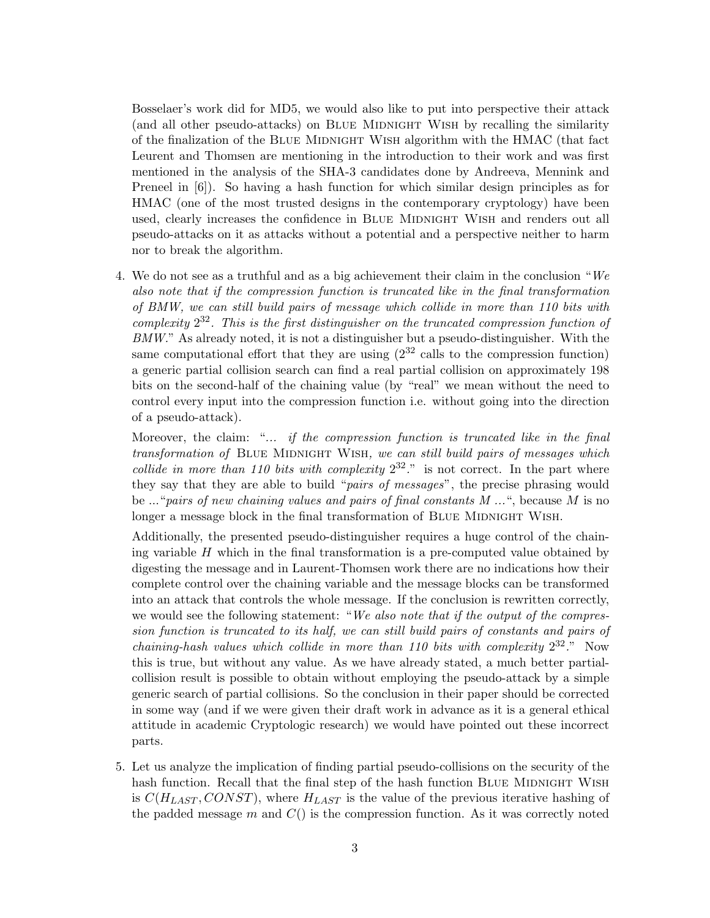Bosselaer's work did for MD5, we would also like to put into perspective their attack (and all other pseudo-attacks) on Blue Midnight Wish by recalling the similarity of the finalization of the Blue Midnight Wish algorithm with the HMAC (that fact Leurent and Thomsen are mentioning in the introduction to their work and was first mentioned in the analysis of the SHA-3 candidates done by Andreeva, Mennink and Preneel in [6]). So having a hash function for which similar design principles as for HMAC (one of the most trusted designs in the contemporary cryptology) have been used, clearly increases the confidence in Blue Midnight Wish and renders out all pseudo-attacks on it as attacks without a potential and a perspective neither to harm nor to break the algorithm.

4. We do not see as a truthful and as a big achievement their claim in the conclusion "*We also note that if the compression function is truncated like in the final transformation of BMW, we can still build pairs of message which collide in more than 110 bits with complexity $2^{32}$. This is the first distinguisher on the truncated compression function of BMW.*" As already noted, it is not a distinguisher but a pseudo-distinguisher. With the same computational effort that they are using ($2^{32}$ calls to the compression function) a generic partial collision search can find a real partial collision on approximately 198 bits on the second-half of the chaining value (by "real" we mean without the need to control every input into the compression function i.e. without going into the direction of a pseudo-attack).

   Moreover, the claim: "*... if the compression function is truncated like in the final transformation of* Blue Midnight Wish*, we can still build pairs of messages which collide in more than 110 bits with complexity* $2^{32}$*.*" is not correct. In the part where they say that they are able to build "*pairs of messages*", the precise phrasing would be ..."*pairs of new chaining values and pairs of final constants M ...*", because $M$ is no longer a message block in the final transformation of Blue Midnight Wish.

   Additionally, the presented pseudo-distinguisher requires a huge control of the chaining variable $H$ which in the final transformation is a pre-computed value obtained by digesting the message and in Laurent-Thomsen work there are no indications how their complete control over the chaining variable and the message blocks can be transformed into an attack that controls the whole message. If the conclusion is rewritten correctly, we would see the following statement: "*We also note that if the output of the compression function is truncated to its half, we can still build pairs of constants and pairs of chaining-hash values which collide in more than 110 bits with complexity* $2^{32}$*.*" Now this is true, but without any value. As we have already stated, a much better partial-collision result is possible to obtain without employing the pseudo-attack by a simple generic search of partial collisions. So the conclusion in their paper should be corrected in some way (and if we were given their draft work in advance as it is a general ethical attitude in academic Cryptologic research) we would have pointed out these incorrect parts.

5. Let us analyze the implication of finding partial pseudo-collisions on the security of the hash function. Recall that the final step of the hash function Blue Midnight Wish is $C(H_{LAST}, CONST)$, where $H_{LAST}$ is the value of the previous iterative hashing of the padded message $m$ and $C()$ is the compression function. As it was correctly noted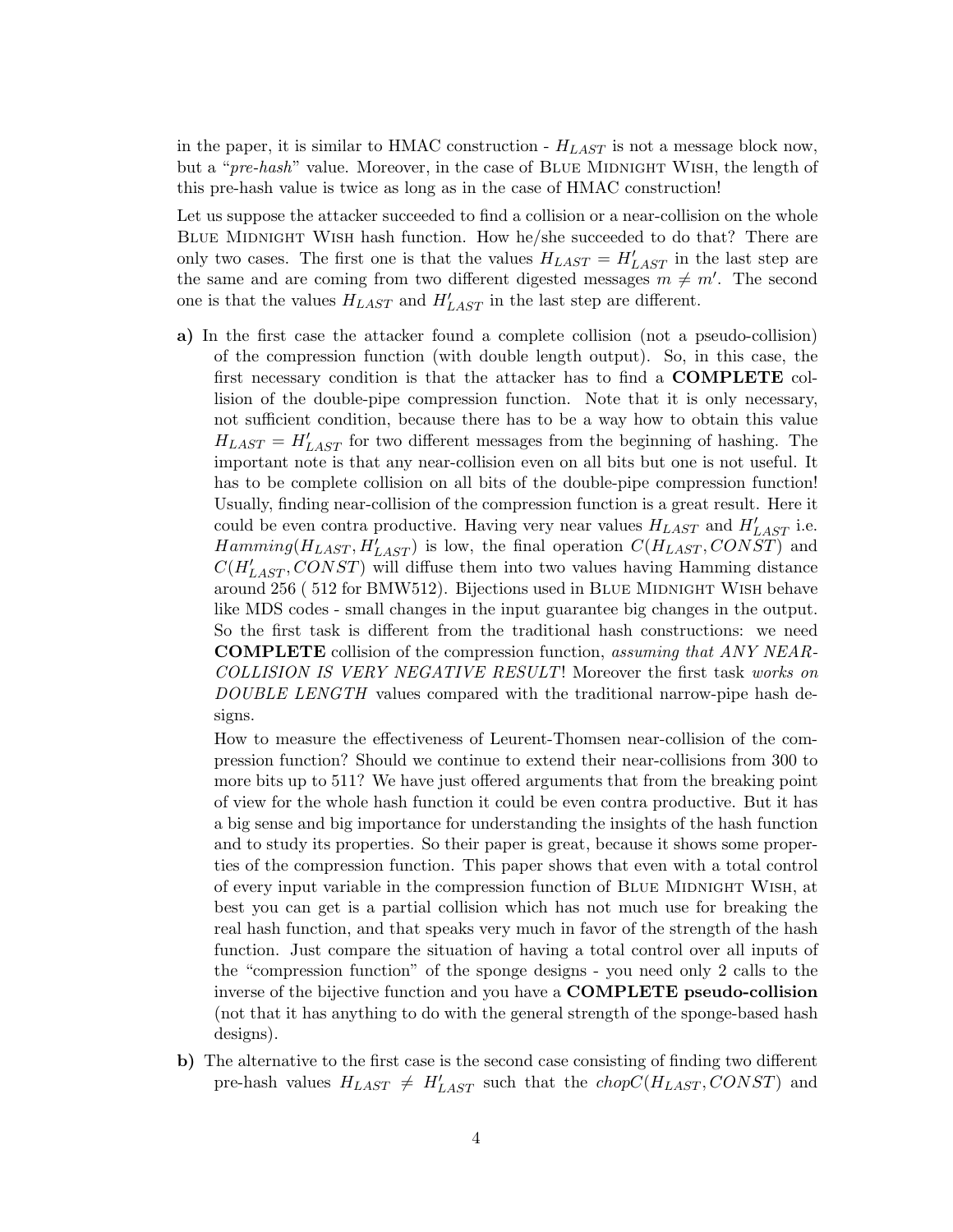in the paper, it is similar to HMAC construction - $H_{LAST}$ is not a message block now, but a "*pre-hash*" value. Moreover, in the case of Blue Midnight Wish, the length of this pre-hash value is twice as long as in the case of HMAC construction!

Let us suppose the attacker succeeded to find a collision or a near-collision on the whole Blue Midnight Wish hash function. How he/she succeeded to do that? There are only two cases. The first one is that the values $H_{LAST} = H'_{LAST}$ in the last step are the same and are coming from two different digested messages $m \neq m'$. The second one is that the values $H_{LAST}$ and $H'_{LAST}$ in the last step are different.

**a)** In the first case the attacker found a complete collision (not a pseudo-collision) of the compression function (with double length output). So, in this case, the first necessary condition is that the attacker has to find a **COMPLETE** collision of the double-pipe compression function. Note that it is only necessary, not sufficient condition, because there has to be a way how to obtain this value $H_{LAST} = H'_{LAST}$ for two different messages from the beginning of hashing. The important note is that any near-collision even on all bits but one is not useful. It has to be complete collision on all bits of the double-pipe compression function! Usually, finding near-collision of the compression function is a great result. Here it could be even contra productive. Having very near values $H_{LAST}$ and $H'_{LAST}$ i.e. $Hamming(H_{LAST}, H'_{LAST})$ is low, the final operation $C(H_{LAST}, CONST)$ and $C(H'_{LAST}, CONST)$ will diffuse them into two values having Hamming distance around 256 ( 512 for BMW512). Bijections used in Blue Midnight Wish behave like MDS codes - small changes in the input guarantee big changes in the output. So the first task is different from the traditional hash constructions: we need **COMPLETE** collision of the compression function, *assuming that ANY NEAR-COLLISION IS VERY NEGATIVE RESULT*! Moreover the first task *works on DOUBLE LENGTH* values compared with the traditional narrow-pipe hash designs.

How to measure the effectiveness of Leurent-Thomsen near-collision of the compression function? Should we continue to extend their near-collisions from 300 to more bits up to 511? We have just offered arguments that from the breaking point of view for the whole hash function it could be even contra productive. But it has a big sense and big importance for understanding the insights of the hash function and to study its properties. So their paper is great, because it shows some properties of the compression function. This paper shows that even with a total control of every input variable in the compression function of Blue Midnight Wish, at best you can get is a partial collision which has not much use for breaking the real hash function, and that speaks very much in favor of the strength of the hash function. Just compare the situation of having a total control over all inputs of the "compression function" of the sponge designs - you need only 2 calls to the inverse of the bijective function and you have a **COMPLETE pseudo-collision** (not that it has anything to do with the general strength of the sponge-based hash designs).

**b)** The alternative to the first case is the second case consisting of finding two different pre-hash values $H_{LAST} \neq H'_{LAST}$ such that the $chopC(H_{LAST}, CONST)$ and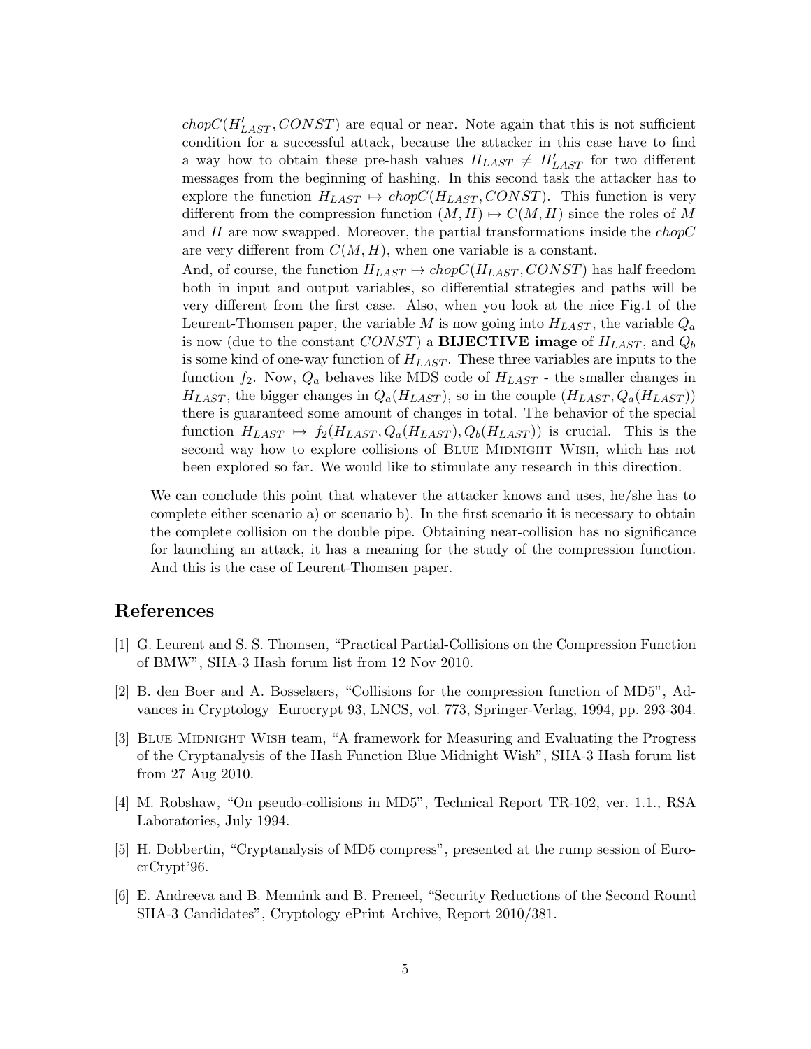$chopC(H'_{LAST}, CONST)$ are equal or near. Note again that this is not sufficient condition for a successful attack, because the attacker in this case have to find a way how to obtain these pre-hash values $H_{LAST} \neq H'_{LAST}$ for two different messages from the beginning of hashing. In this second task the attacker has to explore the function $H_{LAST} \mapsto chopC(H_{LAST}, CONST)$. This function is very different from the compression function $(M, H) \mapsto C(M, H)$ since the roles of $M$ and $H$ are now swapped. Moreover, the partial transformations inside the *chopC* are very different from $C(M, H)$, when one variable is a constant.

And, of course, the function $H_{LAST} \mapsto chopC(H_{LAST}, CONST)$ has half freedom both in input and output variables, so differential strategies and paths will be very different from the first case. Also, when you look at the nice Fig.1 of the Leurent-Thomsen paper, the variable $M$ is now going into $H_{LAST}$, the variable $Q_a$ is now (due to the constant $CONST$) a **BIJECTIVE image** of $H_{LAST}$, and $Q_b$ is some kind of one-way function of $H_{LAST}$. These three variables are inputs to the function $f_2$. Now, $Q_a$ behaves like MDS code of $H_{LAST}$ - the smaller changes in $H_{LAST}$, the bigger changes in $Q_a(H_{LAST})$, so in the couple $(H_{LAST}, Q_a(H_{LAST}))$ there is guaranteed some amount of changes in total. The behavior of the special function $H_{LAST} \mapsto f_2(H_{LAST}, Q_a(H_{LAST}), Q_b(H_{LAST}))$ is crucial. This is the second way how to explore collisions of Blue Midnight Wish, which has not been explored so far. We would like to stimulate any research in this direction.

We can conclude this point that whatever the attacker knows and uses, he/she has to complete either scenario a) or scenario b). In the first scenario it is necessary to obtain the complete collision on the double pipe. Obtaining near-collision has no significance for launching an attack, it has a meaning for the study of the compression function. And this is the case of Leurent-Thomsen paper.

# References

[1] G. Leurent and S. S. Thomsen, "Practical Partial-Collisions on the Compression Function of BMW", SHA-3 Hash forum list from 12 Nov 2010.

[2] B. den Boer and A. Bosselaers, "Collisions for the compression function of MD5", Advances in Cryptology Eurocrypt 93, LNCS, vol. 773, Springer-Verlag, 1994, pp. 293-304.

[3] Blue Midnight Wish team, "A framework for Measuring and Evaluating the Progress of the Cryptanalysis of the Hash Function Blue Midnight Wish", SHA-3 Hash forum list from 27 Aug 2010.

[4] M. Robshaw, "On pseudo-collisions in MD5", Technical Report TR-102, ver. 1.1., RSA Laboratories, July 1994.

[5] H. Dobbertin, "Cryptanalysis of MD5 compress", presented at the rump session of EurocrCrypt'96.

[6] E. Andreeva and B. Mennink and B. Preneel, "Security Reductions of the Second Round SHA-3 Candidates", Cryptology ePrint Archive, Report 2010/381.